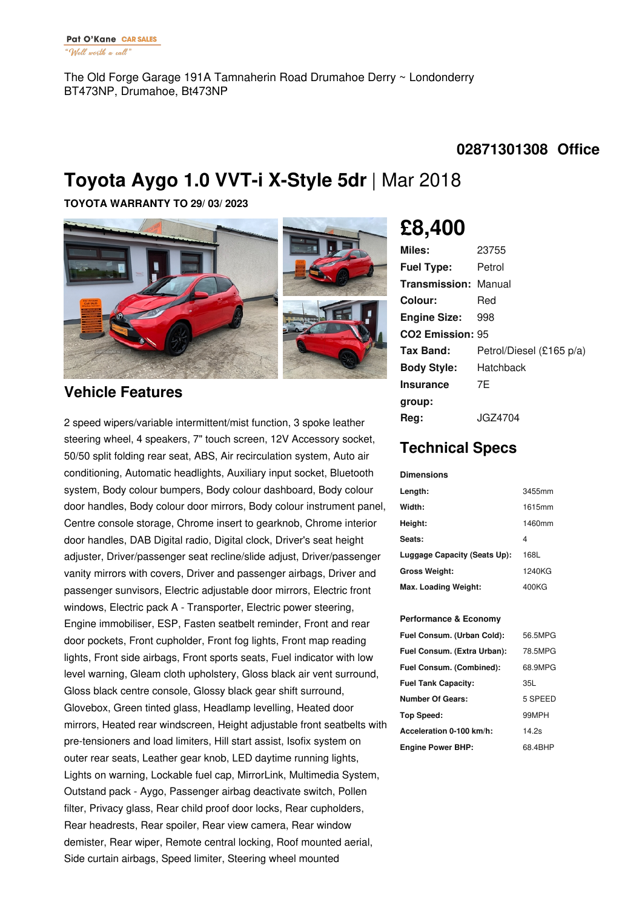Pat O'Kane CAR SALES
"Well worth a call"

The Old Forge Garage 191A Tamnaherin Road Drumahoe Derry ~ Londonderry BT473NP, Drumahoe, Bt473NP

**02871301308 Office**

# Toyota Aygo 1.0 VVT-i X-Style 5dr | Mar 2018

**TOYOTA WARRANTY TO 29/ 03/ 2023**

## £8,400

| | |
|---|---|
| **Miles:** | 23755 |
| **Fuel Type:** | Petrol |
| **Transmission:** | Manual |
| **Colour:** | Red |
| **Engine Size:** | 998 |
| **CO2 Emission:** | 95 |
| **Tax Band:** | Petrol/Diesel (£165 p/a) |
| **Body Style:** | Hatchback |
| **Insurance group:** | 7E |
| **Reg:** | JGZ4704 |

## Technical Specs

**Dimensions**

| | |
|---|---|
| **Length:** | 3455mm |
| **Width:** | 1615mm |
| **Height:** | 1460mm |
| **Seats:** | 4 |
| **Luggage Capacity (Seats Up):** | 168L |
| **Gross Weight:** | 1240KG |
| **Max. Loading Weight:** | 400KG |

**Performance & Economy**

| | |
|---|---|
| **Fuel Consum. (Urban Cold):** | 56.5MPG |
| **Fuel Consum. (Extra Urban):** | 78.5MPG |
| **Fuel Consum. (Combined):** | 68.9MPG |
| **Fuel Tank Capacity:** | 35L |
| **Number Of Gears:** | 5 SPEED |
| **Top Speed:** | 99MPH |
| **Acceleration 0-100 km/h:** | 14.2s |
| **Engine Power BHP:** | 68.4BHP |

## Vehicle Features

2 speed wipers/variable intermittent/mist function, 3 spoke leather steering wheel, 4 speakers, 7" touch screen, 12V Accessory socket, 50/50 split folding rear seat, ABS, Air recirculation system, Auto air conditioning, Automatic headlights, Auxiliary input socket, Bluetooth system, Body colour bumpers, Body colour dashboard, Body colour door handles, Body colour door mirrors, Body colour instrument panel, Centre console storage, Chrome insert to gearknob, Chrome interior door handles, DAB Digital radio, Digital clock, Driver's seat height adjuster, Driver/passenger seat recline/slide adjust, Driver/passenger vanity mirrors with covers, Driver and passenger airbags, Driver and passenger sunvisors, Electric adjustable door mirrors, Electric front windows, Electric pack A - Transporter, Electric power steering, Engine immobiliser, ESP, Fasten seatbelt reminder, Front and rear door pockets, Front cupholder, Front fog lights, Front map reading lights, Front side airbags, Front sports seats, Fuel indicator with low level warning, Gleam cloth upholstery, Gloss black air vent surround, Gloss black centre console, Glossy black gear shift surround, Glovebox, Green tinted glass, Headlamp levelling, Heated door mirrors, Heated rear windscreen, Height adjustable front seatbelts with pre-tensioners and load limiters, Hill start assist, Isofix system on outer rear seats, Leather gear knob, LED daytime running lights, Lights on warning, Lockable fuel cap, MirrorLink, Multimedia System, Outstand pack - Aygo, Passenger airbag deactivate switch, Pollen filter, Privacy glass, Rear child proof door locks, Rear cupholders, Rear headrests, Rear spoiler, Rear view camera, Rear window demister, Rear wiper, Remote central locking, Roof mounted aerial, Side curtain airbags, Speed limiter, Steering wheel mounted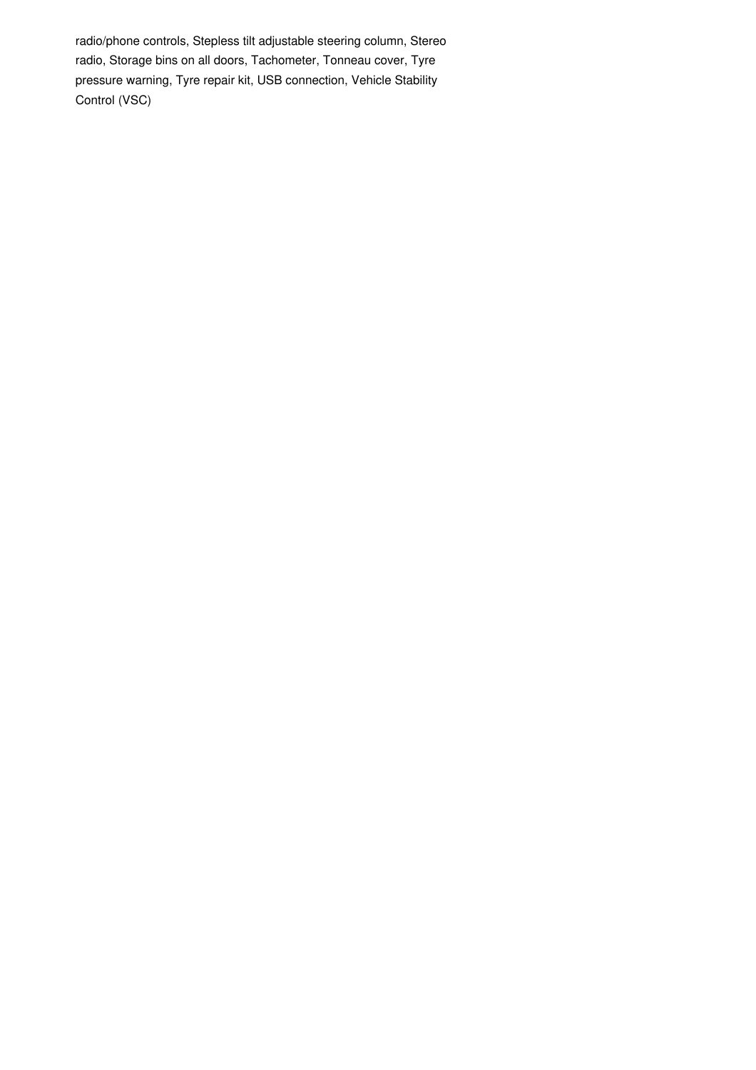radio/phone controls, Stepless tilt adjustable steering column, Stereo radio, Storage bins on all doors, Tachometer, Tonneau cover, Tyre pressure warning, Tyre repair kit, USB connection, Vehicle Stability Control (VSC)